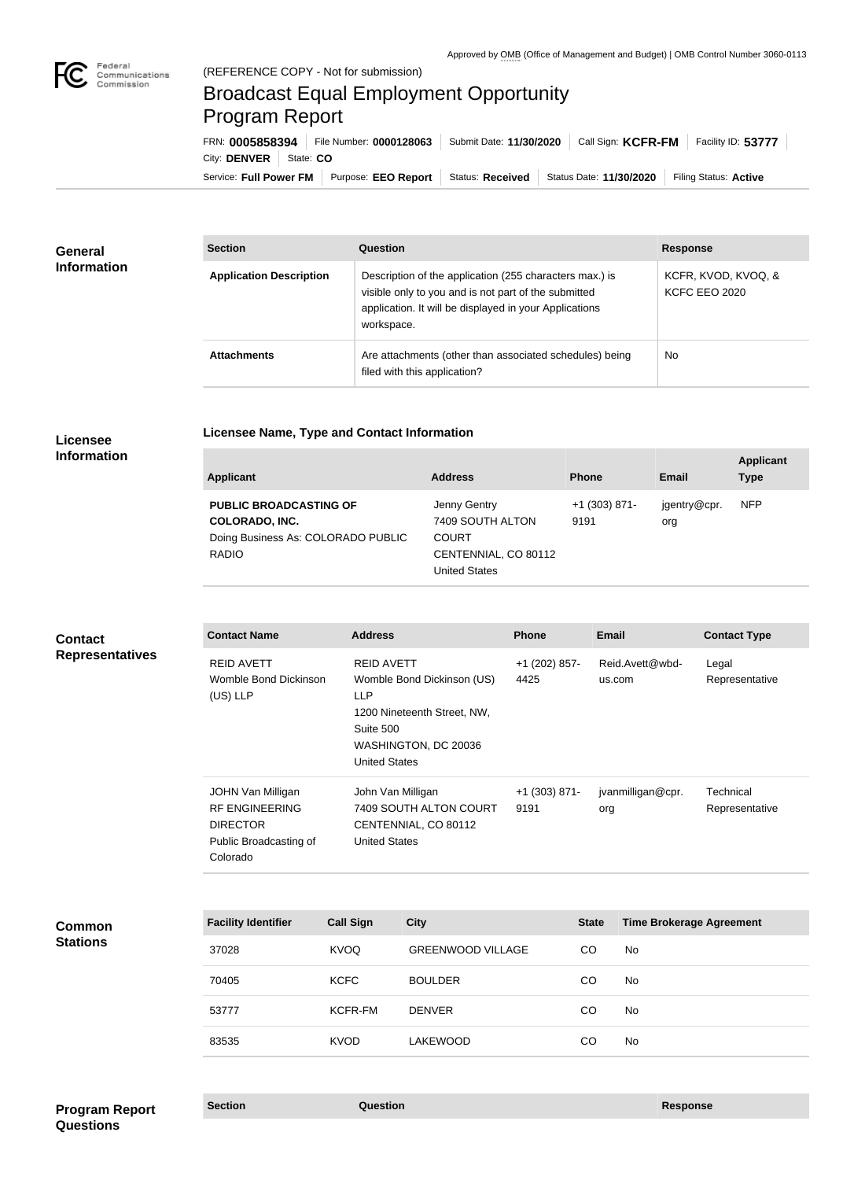Approved by OMB (Office of Management and Budget) | OMB Control Number 3060-0113

(REFERENCE COPY - Not for submission)

# Broadcast Equal Employment Opportunity Program Report

FRN: **0005858394** | File Number: **0000128063** | Submit Date: **11/30/2020** | Call Sign: **KCFR-FM** | Facility ID: **53777** | City: **DENVER** | State: **CO**

Service: **Full Power FM** | Purpose: **EEO Report** | Status: **Received** | Status Date: **11/30/2020** | Filing Status: **Active**

## General Information

| Section | Question | Response |
|---|---|---|
| **Application Description** | Description of the application (255 characters max.) is visible only to you and is not part of the submitted application. It will be displayed in your Applications workspace. | KCFR, KVOD, KVOQ, & KCFC EEO 2020 |
| **Attachments** | Are attachments (other than associated schedules) being filed with this application? | No |

## Licensee Information

### Licensee Name, Type and Contact Information

| Applicant | Address | Phone | Email | Applicant Type |
|---|---|---|---|---|
| **PUBLIC BROADCASTING OF COLORADO, INC.** Doing Business As: COLORADO PUBLIC RADIO | Jenny Gentry 7409 SOUTH ALTON COURT CENTENNIAL, CO 80112 United States | +1 (303) 871-9191 | jgentry@cpr.org | NFP |

## Contact Representatives

| Contact Name | Address | Phone | Email | Contact Type |
|---|---|---|---|---|
| REID AVETT Womble Bond Dickinson (US) LLP | REID AVETT Womble Bond Dickinson (US) LLP 1200 Nineteenth Street, NW, Suite 500 WASHINGTON, DC 20036 United States | +1 (202) 857-4425 | Reid.Avett@wbd-us.com | Legal Representative |
| JOHN Van Milligan RF ENGINEERING DIRECTOR Public Broadcasting of Colorado | John Van Milligan 7409 SOUTH ALTON COURT CENTENNIAL, CO 80112 United States | +1 (303) 871-9191 | jvanmilligan@cpr.org | Technical Representative |

## Common Stations

| Facility Identifier | Call Sign | City | State | Time Brokerage Agreement |
|---|---|---|---|---|
| 37028 | KVOQ | GREENWOOD VILLAGE | CO | No |
| 70405 | KCFC | BOULDER | CO | No |
| 53777 | KCFR-FM | DENVER | CO | No |
| 83535 | KVOD | LAKEWOOD | CO | No |

## Program Report Questions

| Section | Question | Response |
|---|---|---|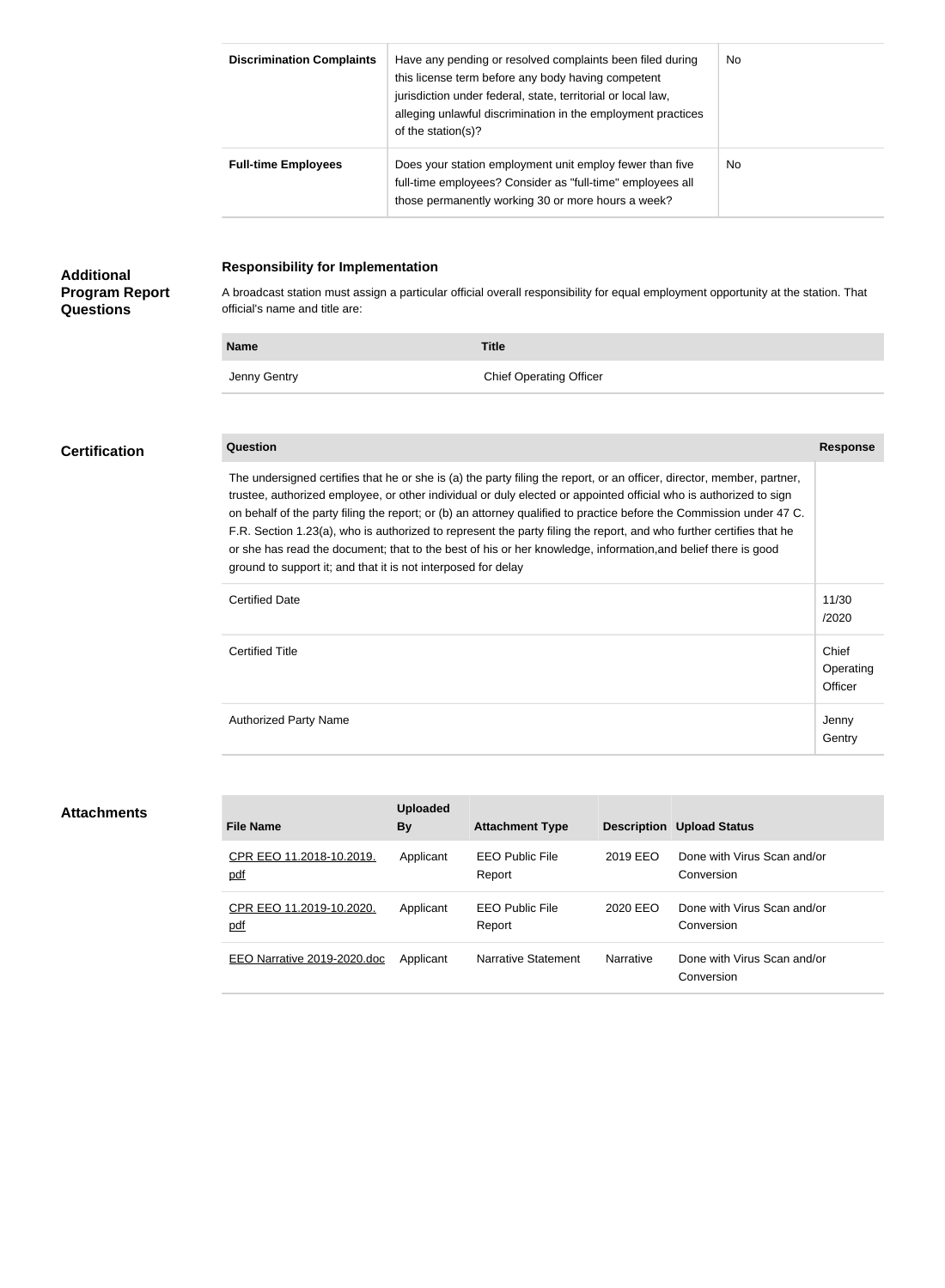| | | |
|---|---|---|
| **Discrimination Complaints** | Have any pending or resolved complaints been filed during this license term before any body having competent jurisdiction under federal, state, territorial or local law, alleging unlawful discrimination in the employment practices of the station(s)? | No |
| **Full-time Employees** | Does your station employment unit employ fewer than five full-time employees? Consider as "full-time" employees all those permanently working 30 or more hours a week? | No |

## Additional Program Report Questions

**Responsibility for Implementation**

A broadcast station must assign a particular official overall responsibility for equal employment opportunity at the station. That official's name and title are:

| Name | Title |
|---|---|
| Jenny Gentry | Chief Operating Officer |

## Certification

| Question | Response |
|---|---|
| The undersigned certifies that he or she is (a) the party filing the report, or an officer, director, member, partner, trustee, authorized employee, or other individual or duly elected or appointed official who is authorized to sign on behalf of the party filing the report; or (b) an attorney qualified to practice before the Commission under 47 C. F.R. Section 1.23(a), who is authorized to represent the party filing the report, and who further certifies that he or she has read the document; that to the best of his or her knowledge, information,and belief there is good ground to support it; and that it is not interposed for delay | |
| Certified Date | 11/30/2020 |
| Certified Title | Chief Operating Officer |
| Authorized Party Name | Jenny Gentry |

## Attachments

| File Name | Uploaded By | Attachment Type | Description | Upload Status |
|---|---|---|---|---|
| CPR EEO 11.2018-10.2019.pdf | Applicant | EEO Public File Report | 2019 EEO | Done with Virus Scan and/or Conversion |
| CPR EEO 11.2019-10.2020.pdf | Applicant | EEO Public File Report | 2020 EEO | Done with Virus Scan and/or Conversion |
| EEO Narrative 2019-2020.doc | Applicant | Narrative Statement | Narrative | Done with Virus Scan and/or Conversion |